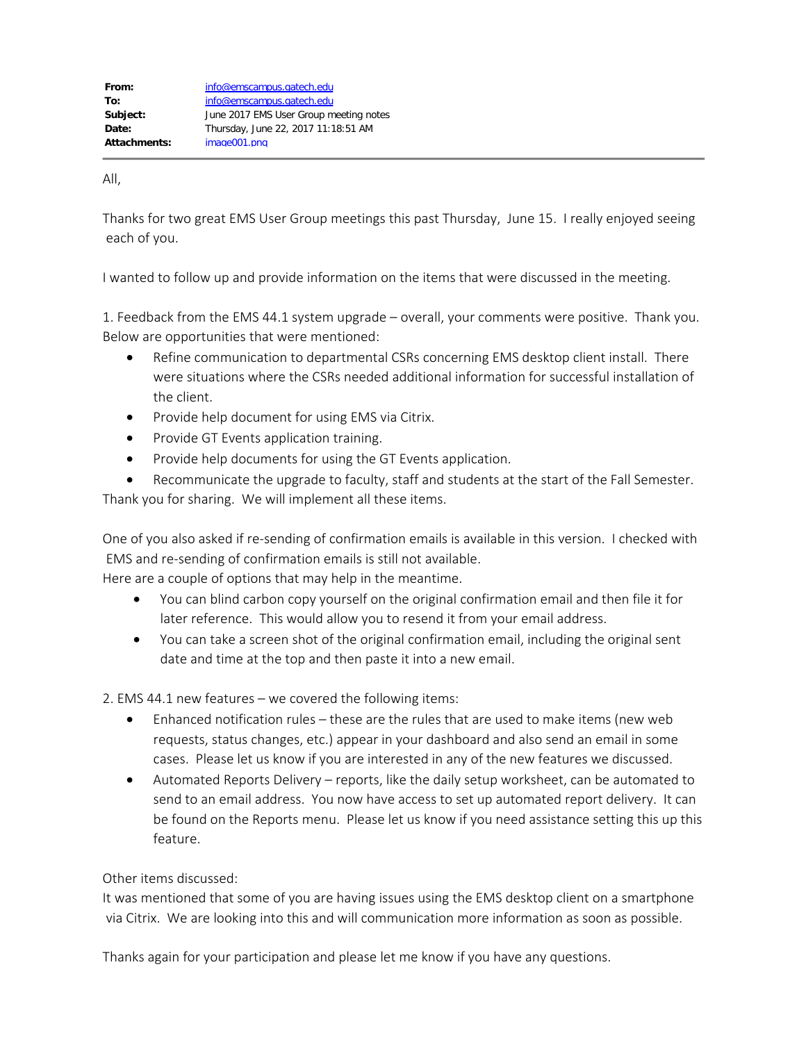| | |
|---|---|
| **From:** | info@emscampus.gatech.edu |
| **To:** | info@emscampus.gatech.edu |
| **Subject:** | June 2017 EMS User Group meeting notes |
| **Date:** | Thursday, June 22, 2017 11:18:51 AM |
| **Attachments:** | image001.png |

All,

Thanks for two great EMS User Group meetings this past Thursday, June 15. I really enjoyed seeing each of you.

I wanted to follow up and provide information on the items that were discussed in the meeting.

1. Feedback from the EMS 44.1 system upgrade – overall, your comments were positive. Thank you. Below are opportunities that were mentioned:
   - Refine communication to departmental CSRs concerning EMS desktop client install. There were situations where the CSRs needed additional information for successful installation of the client.
   - Provide help document for using EMS via Citrix.
   - Provide GT Events application training.
   - Provide help documents for using the GT Events application.
   - Recommunicate the upgrade to faculty, staff and students at the start of the Fall Semester.

Thank you for sharing. We will implement all these items.

One of you also asked if re-sending of confirmation emails is available in this version. I checked with EMS and re-sending of confirmation emails is still not available.
Here are a couple of options that may help in the meantime.

- You can blind carbon copy yourself on the original confirmation email and then file it for later reference. This would allow you to resend it from your email address.
- You can take a screen shot of the original confirmation email, including the original sent date and time at the top and then paste it into a new email.

2. EMS 44.1 new features – we covered the following items:
   - Enhanced notification rules – these are the rules that are used to make items (new web requests, status changes, etc.) appear in your dashboard and also send an email in some cases. Please let us know if you are interested in any of the new features we discussed.
   - Automated Reports Delivery – reports, like the daily setup worksheet, can be automated to send to an email address. You now have access to set up automated report delivery. It can be found on the Reports menu. Please let us know if you need assistance setting this up this feature.

Other items discussed:
It was mentioned that some of you are having issues using the EMS desktop client on a smartphone via Citrix. We are looking into this and will communication more information as soon as possible.

Thanks again for your participation and please let me know if you have any questions.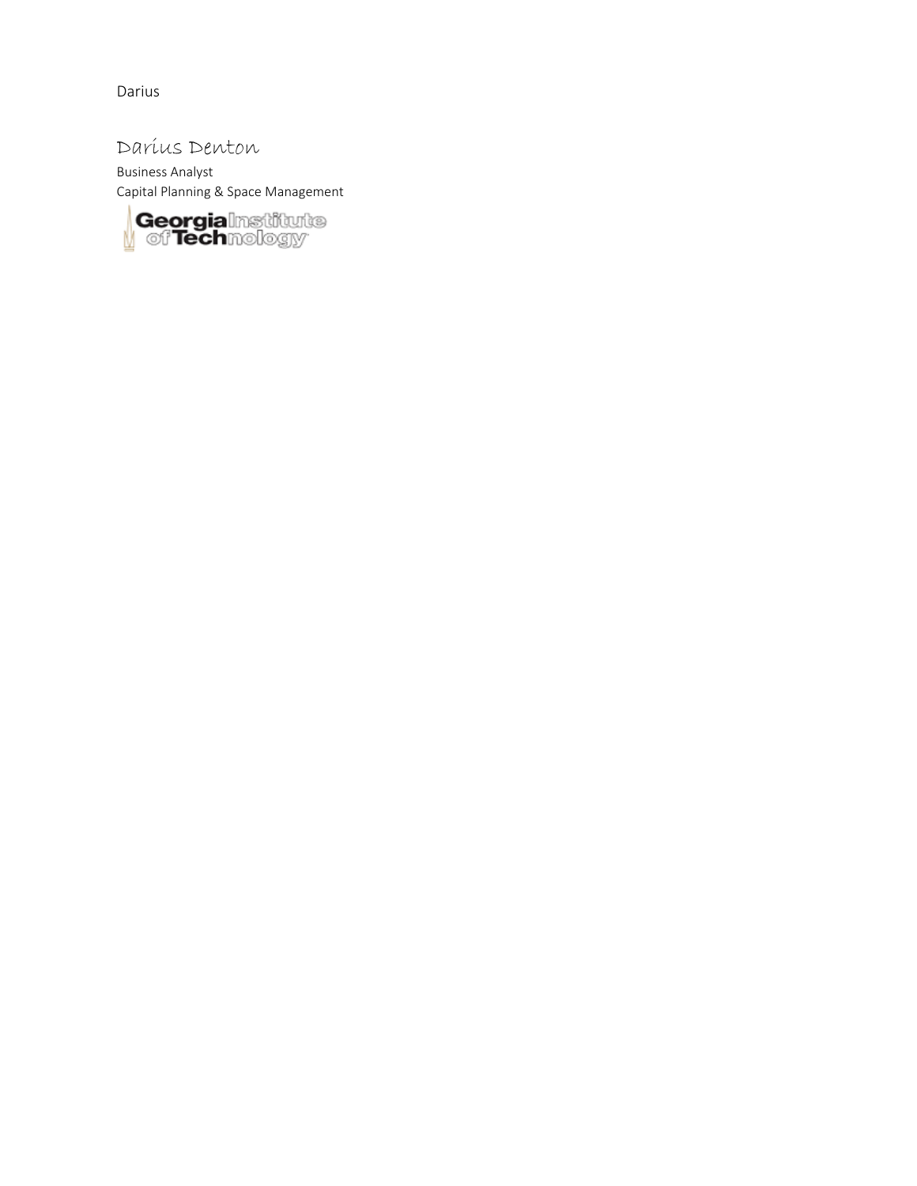Darius

Darius Denton

Business Analyst

Capital Planning & Space Management

Georgia Institute of Technology